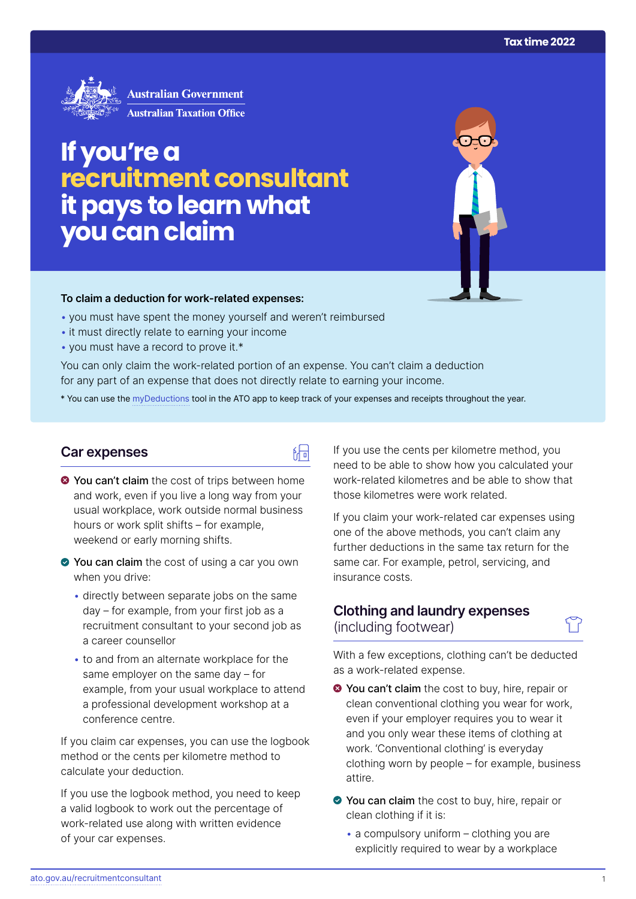Tax time 2022

Australian Government
Australian Taxation Office

# If you're a recruitment consultant it pays to learn what you can claim

**To claim a deduction for work-related expenses:**

- you must have spent the money yourself and weren't reimbursed
- it must directly relate to earning your income
- you must have a record to prove it.*

You can only claim the work-related portion of an expense. You can't claim a deduction for any part of an expense that does not directly relate to earning your income.

\* You can use the myDeductions tool in the ATO app to keep track of your expenses and receipts throughout the year.

## Car expenses

- **You can't claim** the cost of trips between home and work, even if you live a long way from your usual workplace, work outside normal business hours or work split shifts – for example, weekend or early morning shifts.
- **You can claim** the cost of using a car you own when you drive:
  - directly between separate jobs on the same day – for example, from your first job as a recruitment consultant to your second job as a career counsellor
  - to and from an alternate workplace for the same employer on the same day – for example, from your usual workplace to attend a professional development workshop at a conference centre.

If you claim car expenses, you can use the logbook method or the cents per kilometre method to calculate your deduction.

If you use the logbook method, you need to keep a valid logbook to work out the percentage of work-related use along with written evidence of your car expenses.

If you use the cents per kilometre method, you need to be able to show how you calculated your work-related kilometres and be able to show that those kilometres were work related.

If you claim your work-related car expenses using one of the above methods, you can't claim any further deductions in the same tax return for the same car. For example, petrol, servicing, and insurance costs.

## Clothing and laundry expenses (including footwear)

With a few exceptions, clothing can't be deducted as a work-related expense.

- **You can't claim** the cost to buy, hire, repair or clean conventional clothing you wear for work, even if your employer requires you to wear it and you only wear these items of clothing at work. 'Conventional clothing' is everyday clothing worn by people – for example, business attire.
- **You can claim** the cost to buy, hire, repair or clean clothing if it is:
  - a compulsory uniform – clothing you are explicitly required to wear by a workplace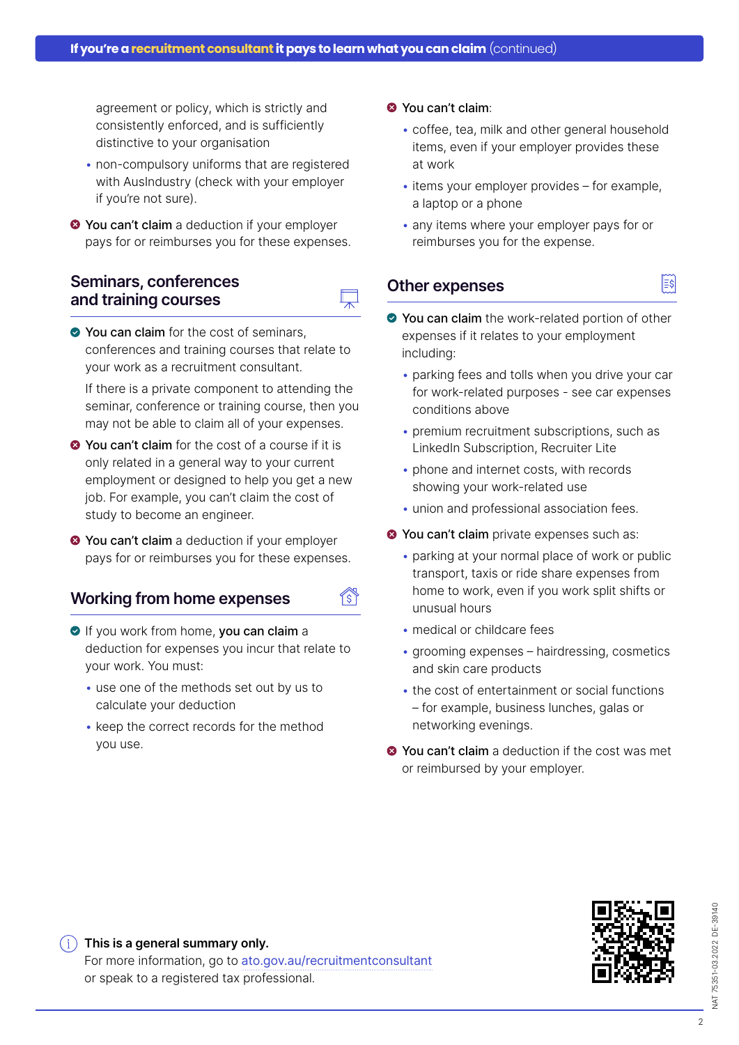agreement or policy, which is strictly and consistently enforced, and is sufficiently distinctive to your organisation

- non-compulsory uniforms that are registered with AusIndustry (check with your employer if you're not sure).

**You can't claim** a deduction if your employer pays for or reimburses you for these expenses.

## Seminars, conferences and training courses

**You can claim** for the cost of seminars, conferences and training courses that relate to your work as a recruitment consultant.

If there is a private component to attending the seminar, conference or training course, then you may not be able to claim all of your expenses.

**You can't claim** for the cost of a course if it is only related in a general way to your current employment or designed to help you get a new job. For example, you can't claim the cost of study to become an engineer.

**You can't claim** a deduction if your employer pays for or reimburses you for these expenses.

## Working from home expenses

If you work from home, **you can claim** a deduction for expenses you incur that relate to your work. You must:

- use one of the methods set out by us to calculate your deduction
- keep the correct records for the method you use.

**You can't claim**:

- coffee, tea, milk and other general household items, even if your employer provides these at work
- items your employer provides – for example, a laptop or a phone
- any items where your employer pays for or reimburses you for the expense.

## Other expenses

**You can claim** the work-related portion of other expenses if it relates to your employment including:

- parking fees and tolls when you drive your car for work-related purposes - see car expenses conditions above
- premium recruitment subscriptions, such as LinkedIn Subscription, Recruiter Lite
- phone and internet costs, with records showing your work-related use
- union and professional association fees.

**You can't claim** private expenses such as:

- parking at your normal place of work or public transport, taxis or ride share expenses from home to work, even if you work split shifts or unusual hours
- medical or childcare fees
- grooming expenses – hairdressing, cosmetics and skin care products
- the cost of entertainment or social functions – for example, business lunches, galas or networking evenings.

**You can't claim** a deduction if the cost was met or reimbursed by your employer.

**This is a general summary only.**
For more information, go to ato.gov.au/recruitmentconsultant or speak to a registered tax professional.

NAT 75351-03.2022 DE-39140